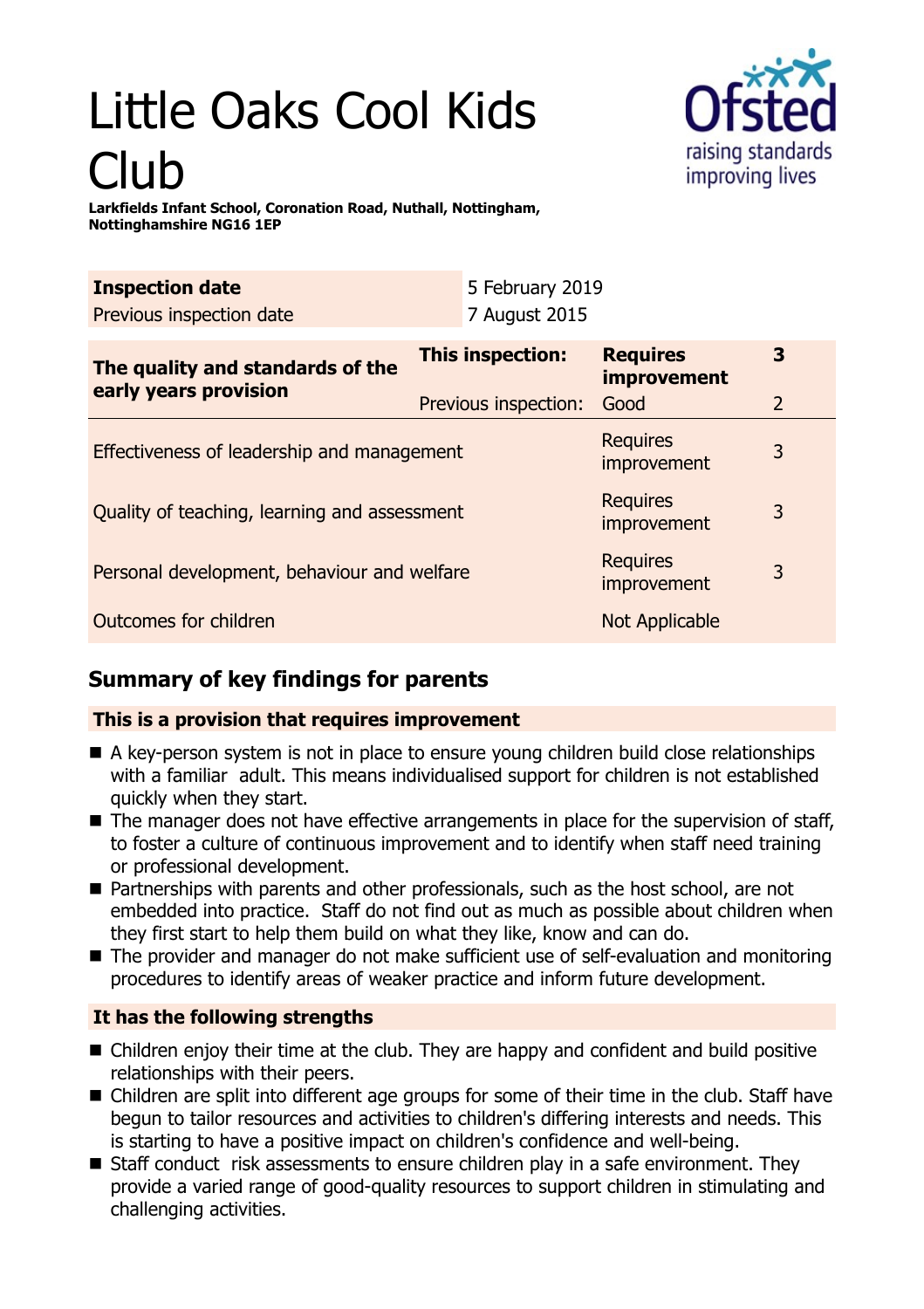# Little Oaks Cool Kids Club

**Larkfields Infant School, Coronation Road, Nuthall, Nottingham, Nottinghamshire NG16 1EP**

| **Inspection date** | 5 February 2019 |
| --- | --- |
| Previous inspection date | 7 August 2015 |

| **The quality and standards of the early years provision** | **This inspection:** | **Requires improvement** | **3** |
| --- | --- | --- | --- |
| | Previous inspection: | Good | 2 |
| Effectiveness of leadership and management | | Requires improvement | 3 |
| Quality of teaching, learning and assessment | | Requires improvement | 3 |
| Personal development, behaviour and welfare | | Requires improvement | 3 |
| Outcomes for children | | Not Applicable | |

## Summary of key findings for parents

### This is a provision that requires improvement

- A key-person system is not in place to ensure young children build close relationships with a familiar adult. This means individualised support for children is not established quickly when they start.
- The manager does not have effective arrangements in place for the supervision of staff, to foster a culture of continuous improvement and to identify when staff need training or professional development.
- Partnerships with parents and other professionals, such as the host school, are not embedded into practice. Staff do not find out as much as possible about children when they first start to help them build on what they like, know and can do.
- The provider and manager do not make sufficient use of self-evaluation and monitoring procedures to identify areas of weaker practice and inform future development.

### It has the following strengths

- Children enjoy their time at the club. They are happy and confident and build positive relationships with their peers.
- Children are split into different age groups for some of their time in the club. Staff have begun to tailor resources and activities to children's differing interests and needs. This is starting to have a positive impact on children's confidence and well-being.
- Staff conduct risk assessments to ensure children play in a safe environment. They provide a varied range of good-quality resources to support children in stimulating and challenging activities.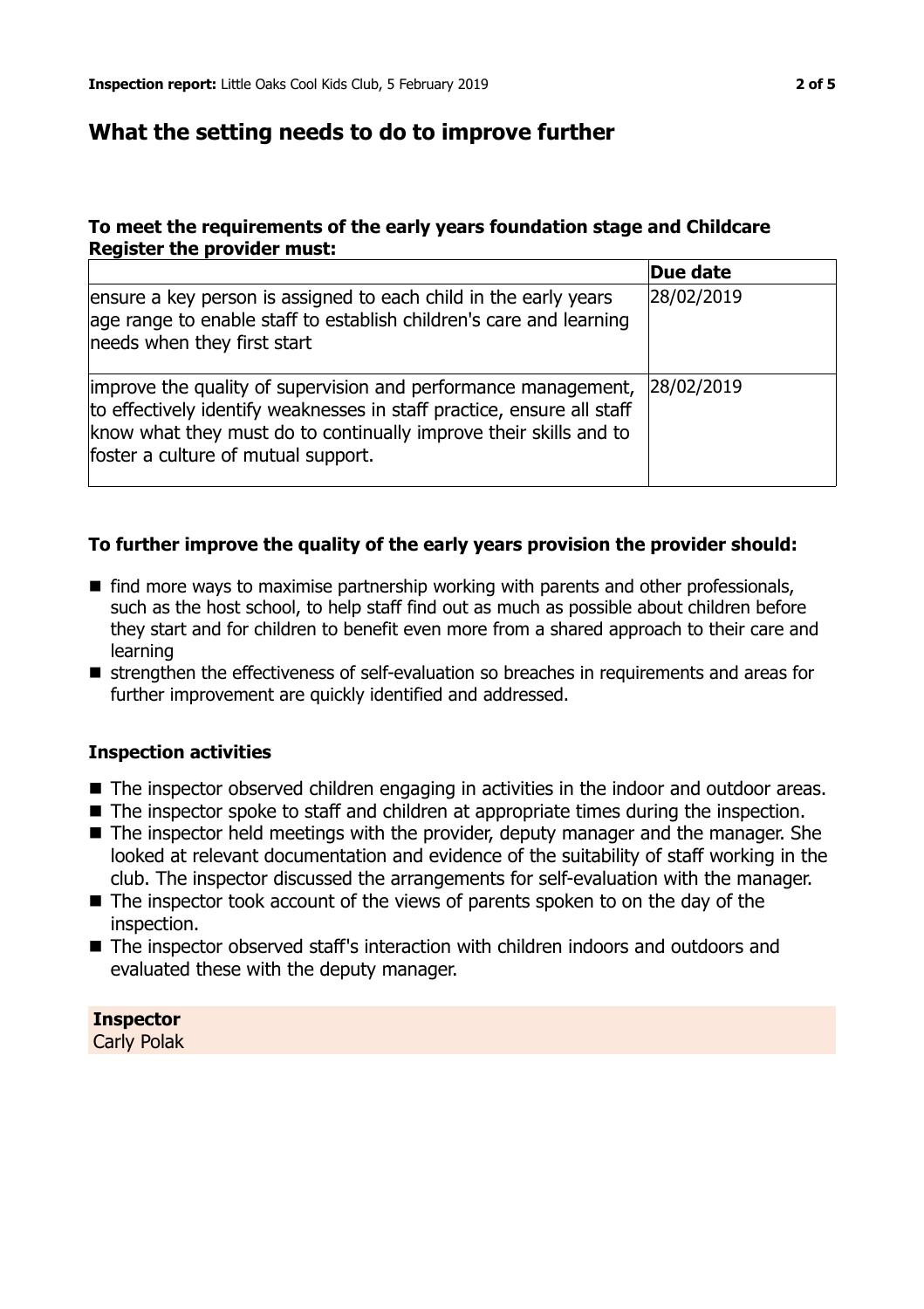## What the setting needs to do to improve further

### To meet the requirements of the early years foundation stage and Childcare Register the provider must:

| | Due date |
|---|---|
| ensure a key person is assigned to each child in the early years age range to enable staff to establish children's care and learning needs when they first start | 28/02/2019 |
| improve the quality of supervision and performance management, to effectively identify weaknesses in staff practice, ensure all staff know what they must do to continually improve their skills and to foster a culture of mutual support. | 28/02/2019 |

### To further improve the quality of the early years provision the provider should:

- find more ways to maximise partnership working with parents and other professionals, such as the host school, to help staff find out as much as possible about children before they start and for children to benefit even more from a shared approach to their care and learning
- strengthen the effectiveness of self-evaluation so breaches in requirements and areas for further improvement are quickly identified and addressed.

### Inspection activities

- The inspector observed children engaging in activities in the indoor and outdoor areas.
- The inspector spoke to staff and children at appropriate times during the inspection.
- The inspector held meetings with the provider, deputy manager and the manager. She looked at relevant documentation and evidence of the suitability of staff working in the club. The inspector discussed the arrangements for self-evaluation with the manager.
- The inspector took account of the views of parents spoken to on the day of the inspection.
- The inspector observed staff's interaction with children indoors and outdoors and evaluated these with the deputy manager.

**Inspector**
Carly Polak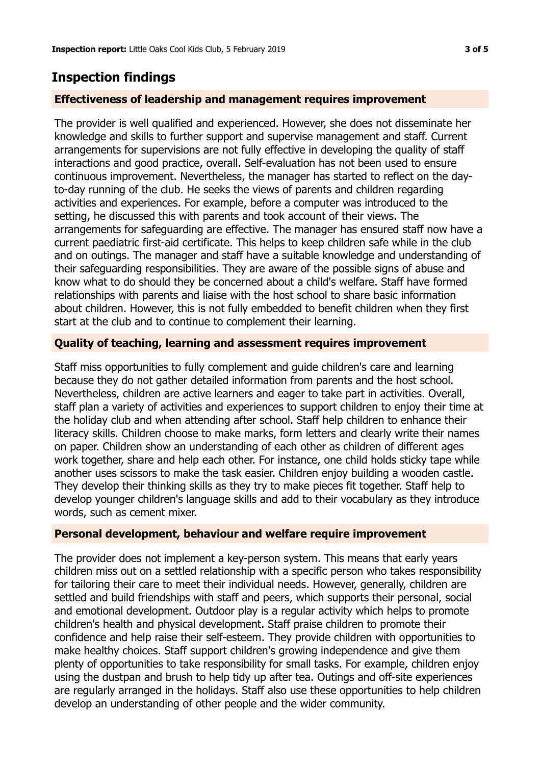## Inspection findings

### Effectiveness of leadership and management requires improvement

The provider is well qualified and experienced. However, she does not disseminate her knowledge and skills to further support and supervise management and staff. Current arrangements for supervisions are not fully effective in developing the quality of staff interactions and good practice, overall. Self-evaluation has not been used to ensure continuous improvement. Nevertheless, the manager has started to reflect on the day-to-day running of the club. He seeks the views of parents and children regarding activities and experiences. For example, before a computer was introduced to the setting, he discussed this with parents and took account of their views. The arrangements for safeguarding are effective. The manager has ensured staff now have a current paediatric first-aid certificate. This helps to keep children safe while in the club and on outings. The manager and staff have a suitable knowledge and understanding of their safeguarding responsibilities. They are aware of the possible signs of abuse and know what to do should they be concerned about a child's welfare. Staff have formed relationships with parents and liaise with the host school to share basic information about children. However, this is not fully embedded to benefit children when they first start at the club and to continue to complement their learning.

### Quality of teaching, learning and assessment requires improvement

Staff miss opportunities to fully complement and guide children's care and learning because they do not gather detailed information from parents and the host school. Nevertheless, children are active learners and eager to take part in activities. Overall, staff plan a variety of activities and experiences to support children to enjoy their time at the holiday club and when attending after school. Staff help children to enhance their literacy skills. Children choose to make marks, form letters and clearly write their names on paper. Children show an understanding of each other as children of different ages work together, share and help each other. For instance, one child holds sticky tape while another uses scissors to make the task easier. Children enjoy building a wooden castle. They develop their thinking skills as they try to make pieces fit together. Staff help to develop younger children's language skills and add to their vocabulary as they introduce words, such as cement mixer.

### Personal development, behaviour and welfare require improvement

The provider does not implement a key-person system. This means that early years children miss out on a settled relationship with a specific person who takes responsibility for tailoring their care to meet their individual needs. However, generally, children are settled and build friendships with staff and peers, which supports their personal, social and emotional development. Outdoor play is a regular activity which helps to promote children's health and physical development. Staff praise children to promote their confidence and help raise their self-esteem. They provide children with opportunities to make healthy choices. Staff support children's growing independence and give them plenty of opportunities to take responsibility for small tasks. For example, children enjoy using the dustpan and brush to help tidy up after tea. Outings and off-site experiences are regularly arranged in the holidays. Staff also use these opportunities to help children develop an understanding of other people and the wider community.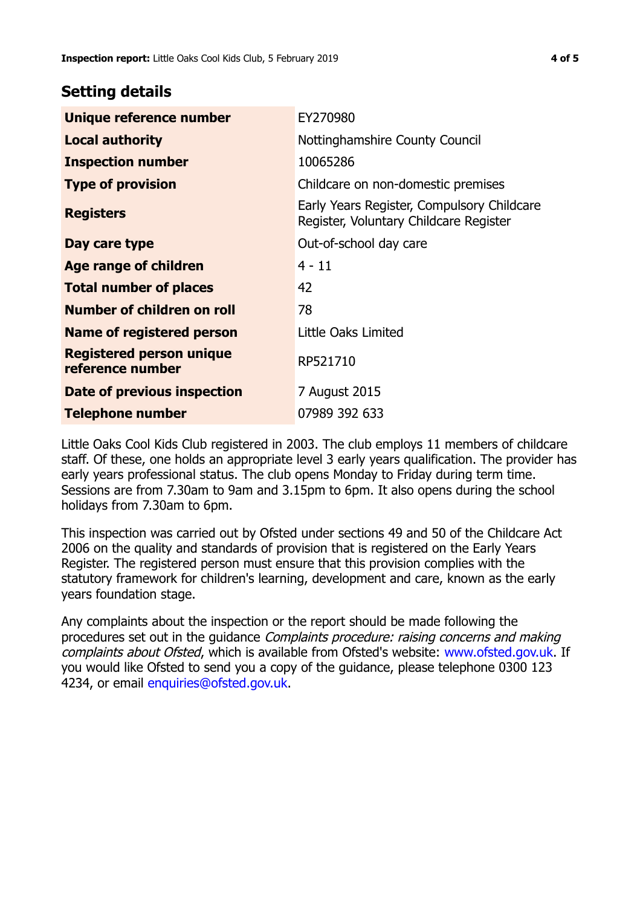## Setting details

| | |
|---|---|
| **Unique reference number** | EY270980 |
| **Local authority** | Nottinghamshire County Council |
| **Inspection number** | 10065286 |
| **Type of provision** | Childcare on non-domestic premises |
| **Registers** | Early Years Register, Compulsory Childcare Register, Voluntary Childcare Register |
| **Day care type** | Out-of-school day care |
| **Age range of children** | 4 - 11 |
| **Total number of places** | 42 |
| **Number of children on roll** | 78 |
| **Name of registered person** | Little Oaks Limited |
| **Registered person unique reference number** | RP521710 |
| **Date of previous inspection** | 7 August 2015 |
| **Telephone number** | 07989 392 633 |

Little Oaks Cool Kids Club registered in 2003. The club employs 11 members of childcare staff. Of these, one holds an appropriate level 3 early years qualification. The provider has early years professional status. The club opens Monday to Friday during term time. Sessions are from 7.30am to 9am and 3.15pm to 6pm. It also opens during the school holidays from 7.30am to 6pm.

This inspection was carried out by Ofsted under sections 49 and 50 of the Childcare Act 2006 on the quality and standards of provision that is registered on the Early Years Register. The registered person must ensure that this provision complies with the statutory framework for children's learning, development and care, known as the early years foundation stage.

Any complaints about the inspection or the report should be made following the procedures set out in the guidance *Complaints procedure: raising concerns and making complaints about Ofsted*, which is available from Ofsted's website: www.ofsted.gov.uk. If you would like Ofsted to send you a copy of the guidance, please telephone 0300 123 4234, or email enquiries@ofsted.gov.uk.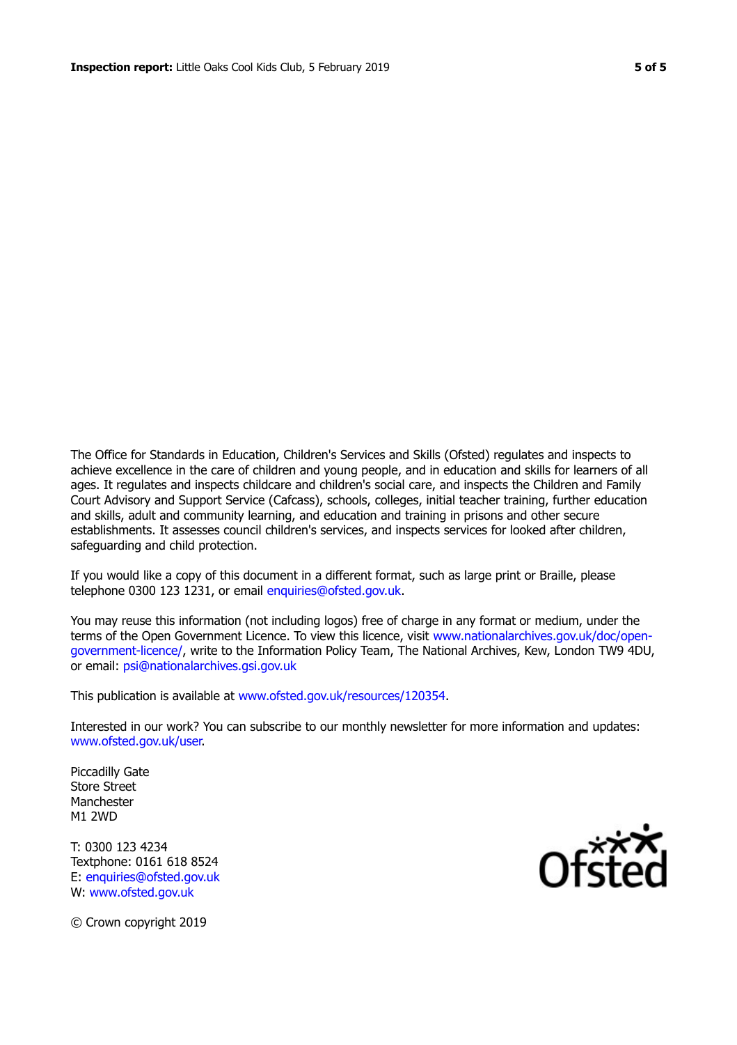The Office for Standards in Education, Children's Services and Skills (Ofsted) regulates and inspects to achieve excellence in the care of children and young people, and in education and skills for learners of all ages. It regulates and inspects childcare and children's social care, and inspects the Children and Family Court Advisory and Support Service (Cafcass), schools, colleges, initial teacher training, further education and skills, adult and community learning, and education and training in prisons and other secure establishments. It assesses council children's services, and inspects services for looked after children, safeguarding and child protection.

If you would like a copy of this document in a different format, such as large print or Braille, please telephone 0300 123 1231, or email enquiries@ofsted.gov.uk.

You may reuse this information (not including logos) free of charge in any format or medium, under the terms of the Open Government Licence. To view this licence, visit www.nationalarchives.gov.uk/doc/open-government-licence/, write to the Information Policy Team, The National Archives, Kew, London TW9 4DU, or email: psi@nationalarchives.gsi.gov.uk

This publication is available at www.ofsted.gov.uk/resources/120354.

Interested in our work? You can subscribe to our monthly newsletter for more information and updates: www.ofsted.gov.uk/user.

Piccadilly Gate
Store Street
Manchester
M1 2WD

T: 0300 123 4234
Textphone: 0161 618 8524
E: enquiries@ofsted.gov.uk
W: www.ofsted.gov.uk

© Crown copyright 2019